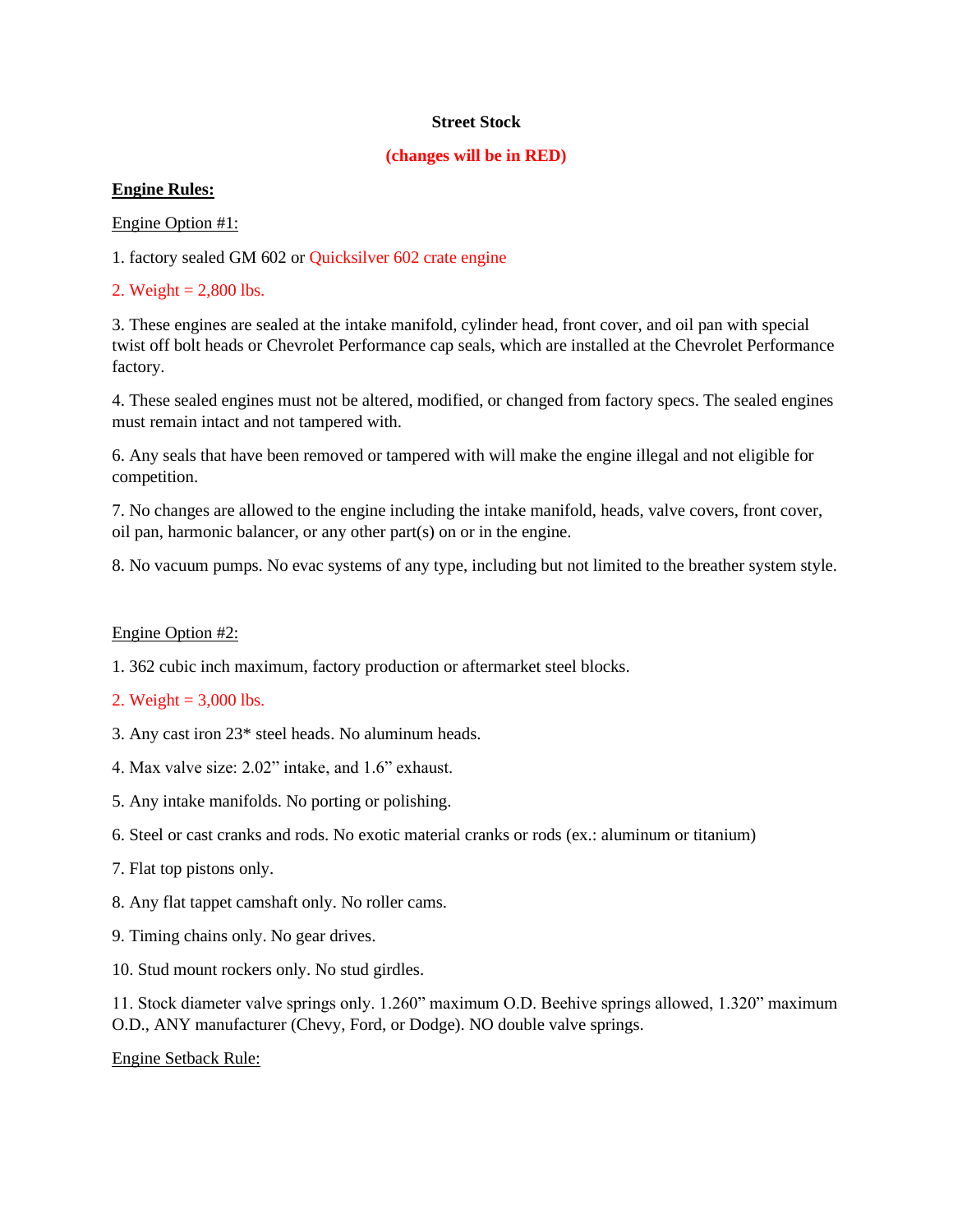# Street Stock

**(changes will be in RED)**

## Engine Rules:

### Engine Option #1:

1. factory sealed GM 602 or Quicksilver 602 crate engine

2. Weight = 2,800 lbs.

3. These engines are sealed at the intake manifold, cylinder head, front cover, and oil pan with special twist off bolt heads or Chevrolet Performance cap seals, which are installed at the Chevrolet Performance factory.

4. These sealed engines must not be altered, modified, or changed from factory specs. The sealed engines must remain intact and not tampered with.

6. Any seals that have been removed or tampered with will make the engine illegal and not eligible for competition.

7. No changes are allowed to the engine including the intake manifold, heads, valve covers, front cover, oil pan, harmonic balancer, or any other part(s) on or in the engine.

8. No vacuum pumps. No evac systems of any type, including but not limited to the breather system style.

### Engine Option #2:

1. 362 cubic inch maximum, factory production or aftermarket steel blocks.

2. Weight = 3,000 lbs.

3. Any cast iron 23* steel heads. No aluminum heads.

4. Max valve size: 2.02” intake, and 1.6” exhaust.

5. Any intake manifolds. No porting or polishing.

6. Steel or cast cranks and rods. No exotic material cranks or rods (ex.: aluminum or titanium)

7. Flat top pistons only.

8. Any flat tappet camshaft only. No roller cams.

9. Timing chains only. No gear drives.

10. Stud mount rockers only. No stud girdles.

11. Stock diameter valve springs only. 1.260” maximum O.D. Beehive springs allowed, 1.320” maximum O.D., ANY manufacturer (Chevy, Ford, or Dodge). NO double valve springs.

### Engine Setback Rule: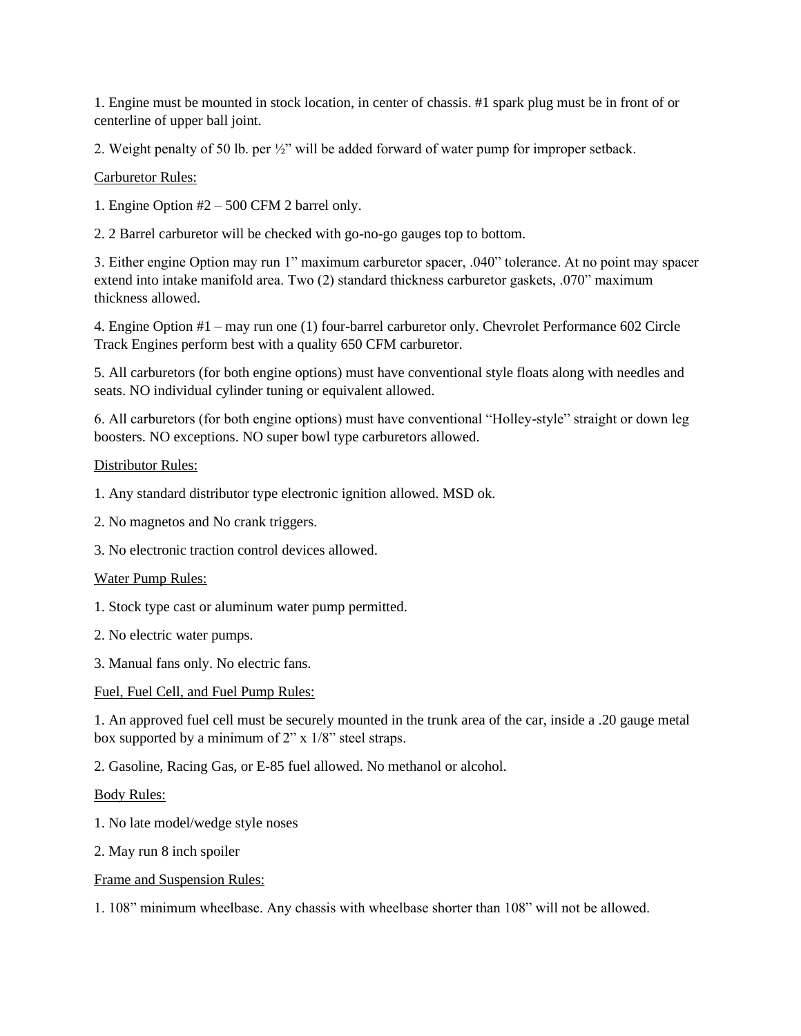1. Engine must be mounted in stock location, in center of chassis. #1 spark plug must be in front of or centerline of upper ball joint.

2. Weight penalty of 50 lb. per ½" will be added forward of water pump for improper setback.

<u>Carburetor Rules:</u>

1. Engine Option #2 – 500 CFM 2 barrel only.

2. 2 Barrel carburetor will be checked with go-no-go gauges top to bottom.

3. Either engine Option may run 1" maximum carburetor spacer, .040" tolerance. At no point may spacer extend into intake manifold area. Two (2) standard thickness carburetor gaskets, .070" maximum thickness allowed.

4. Engine Option #1 – may run one (1) four-barrel carburetor only. Chevrolet Performance 602 Circle Track Engines perform best with a quality 650 CFM carburetor.

5. All carburetors (for both engine options) must have conventional style floats along with needles and seats. NO individual cylinder tuning or equivalent allowed.

6. All carburetors (for both engine options) must have conventional "Holley-style" straight or down leg boosters. NO exceptions. NO super bowl type carburetors allowed.

<u>Distributor Rules:</u>

1. Any standard distributor type electronic ignition allowed. MSD ok.

2. No magnetos and No crank triggers.

3. No electronic traction control devices allowed.

<u>Water Pump Rules:</u>

1. Stock type cast or aluminum water pump permitted.

2. No electric water pumps.

3. Manual fans only. No electric fans.

<u>Fuel, Fuel Cell, and Fuel Pump Rules:</u>

1. An approved fuel cell must be securely mounted in the trunk area of the car, inside a .20 gauge metal box supported by a minimum of 2" x 1/8" steel straps.

2. Gasoline, Racing Gas, or E-85 fuel allowed. No methanol or alcohol.

<u>Body Rules:</u>

1. No late model/wedge style noses

2. May run 8 inch spoiler

<u>Frame and Suspension Rules:</u>

1. 108" minimum wheelbase. Any chassis with wheelbase shorter than 108" will not be allowed.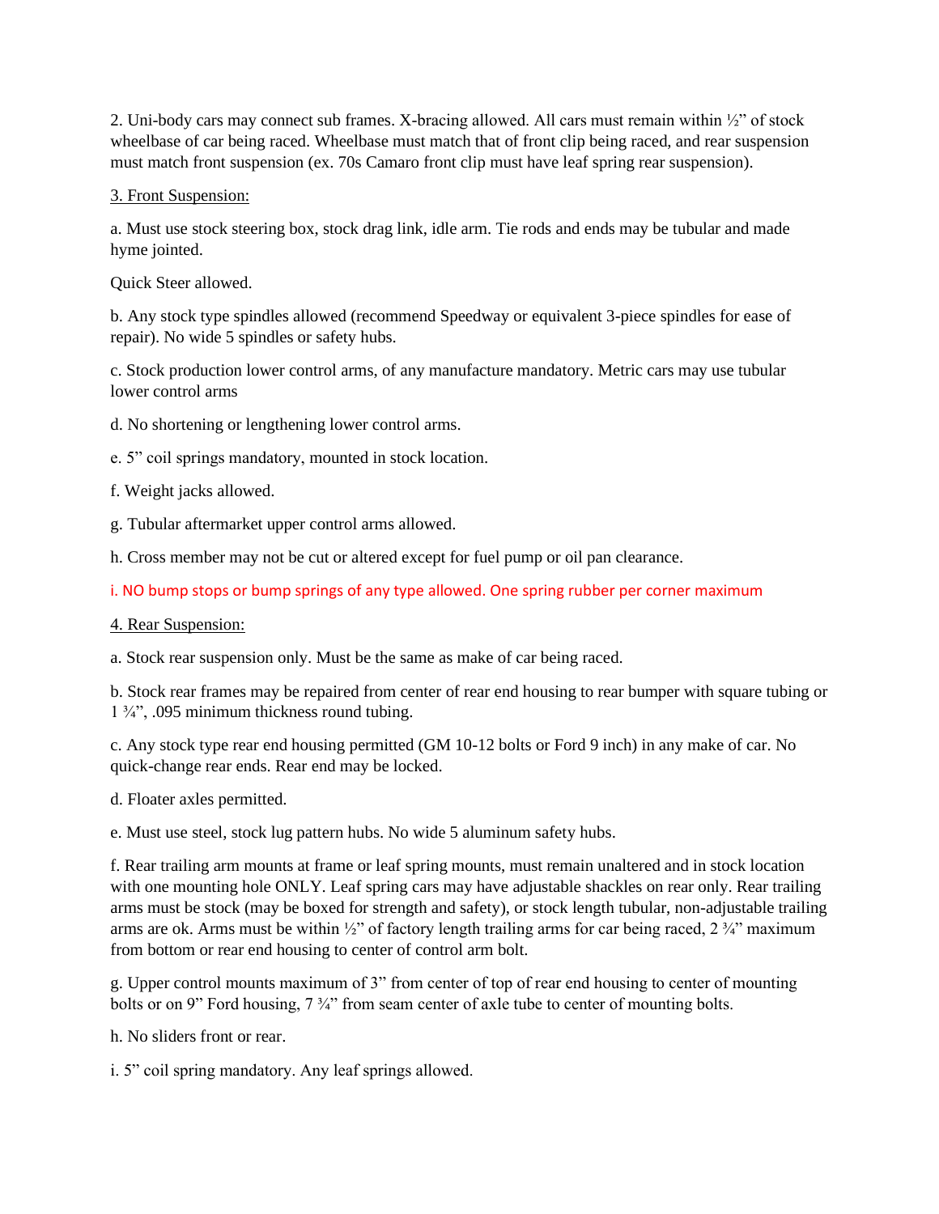2. Uni-body cars may connect sub frames. X-bracing allowed. All cars must remain within ½" of stock wheelbase of car being raced. Wheelbase must match that of front clip being raced, and rear suspension must match front suspension (ex. 70s Camaro front clip must have leaf spring rear suspension).

3. Front Suspension:

a. Must use stock steering box, stock drag link, idle arm. Tie rods and ends may be tubular and made hyme jointed.

Quick Steer allowed.

b. Any stock type spindles allowed (recommend Speedway or equivalent 3-piece spindles for ease of repair). No wide 5 spindles or safety hubs.

c. Stock production lower control arms, of any manufacture mandatory. Metric cars may use tubular lower control arms

d. No shortening or lengthening lower control arms.

e. 5" coil springs mandatory, mounted in stock location.

f. Weight jacks allowed.

g. Tubular aftermarket upper control arms allowed.

h. Cross member may not be cut or altered except for fuel pump or oil pan clearance.

i. NO bump stops or bump springs of any type allowed. One spring rubber per corner maximum

4. Rear Suspension:

a. Stock rear suspension only. Must be the same as make of car being raced.

b. Stock rear frames may be repaired from center of rear end housing to rear bumper with square tubing or 1 ¾", .095 minimum thickness round tubing.

c. Any stock type rear end housing permitted (GM 10-12 bolts or Ford 9 inch) in any make of car. No quick-change rear ends. Rear end may be locked.

d. Floater axles permitted.

e. Must use steel, stock lug pattern hubs. No wide 5 aluminum safety hubs.

f. Rear trailing arm mounts at frame or leaf spring mounts, must remain unaltered and in stock location with one mounting hole ONLY. Leaf spring cars may have adjustable shackles on rear only. Rear trailing arms must be stock (may be boxed for strength and safety), or stock length tubular, non-adjustable trailing arms are ok. Arms must be within ½" of factory length trailing arms for car being raced, 2 ¾" maximum from bottom or rear end housing to center of control arm bolt.

g. Upper control mounts maximum of 3" from center of top of rear end housing to center of mounting bolts or on 9" Ford housing, 7 ¾" from seam center of axle tube to center of mounting bolts.

h. No sliders front or rear.

i. 5" coil spring mandatory. Any leaf springs allowed.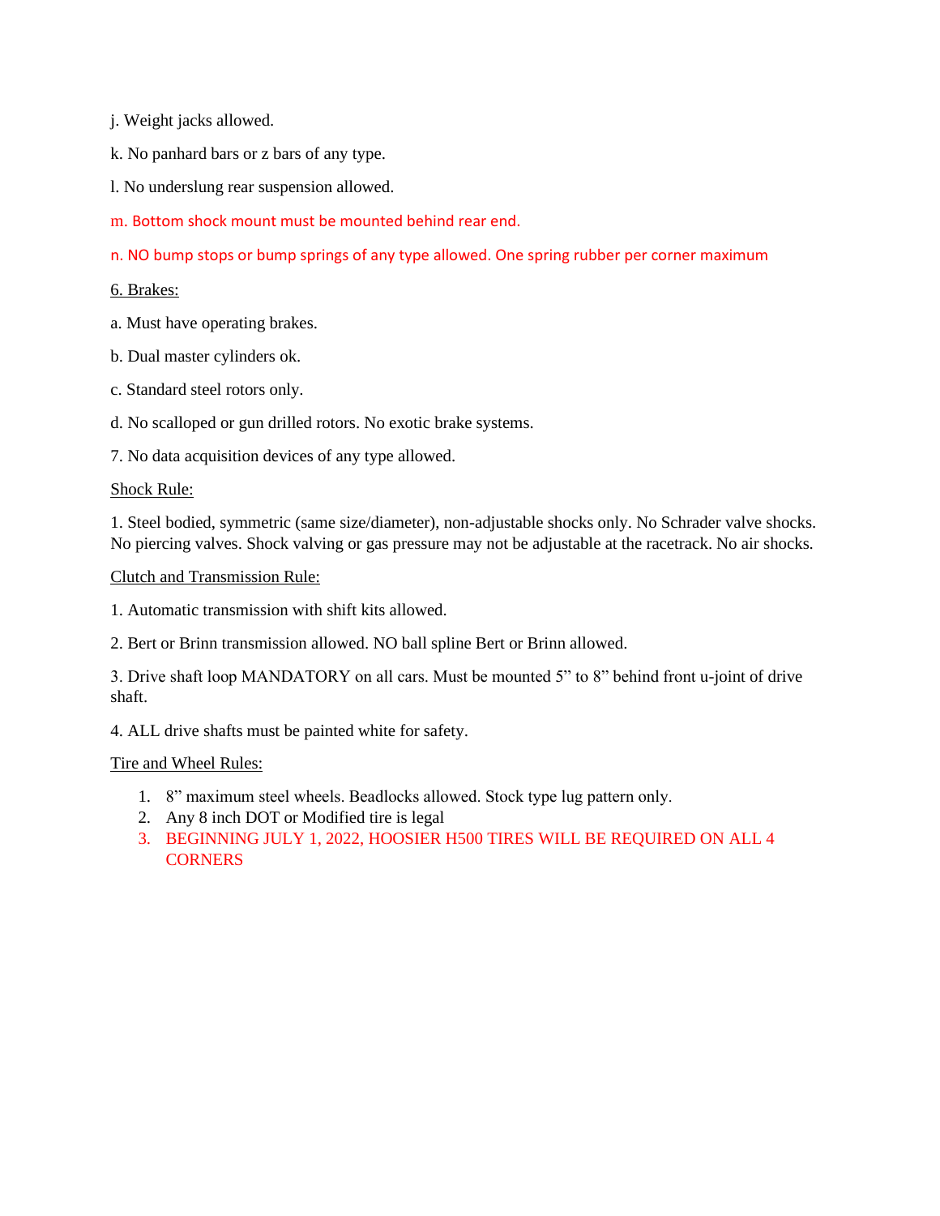j. Weight jacks allowed.

k. No panhard bars or z bars of any type.

l. No underslung rear suspension allowed.

m. Bottom shock mount must be mounted behind rear end.

n. NO bump stops or bump springs of any type allowed. One spring rubber per corner maximum

6. Brakes:

a. Must have operating brakes.

b. Dual master cylinders ok.

c. Standard steel rotors only.

d. No scalloped or gun drilled rotors. No exotic brake systems.

7. No data acquisition devices of any type allowed.

Shock Rule:

1. Steel bodied, symmetric (same size/diameter), non-adjustable shocks only. No Schrader valve shocks. No piercing valves. Shock valving or gas pressure may not be adjustable at the racetrack. No air shocks.

Clutch and Transmission Rule:

1. Automatic transmission with shift kits allowed.

2. Bert or Brinn transmission allowed. NO ball spline Bert or Brinn allowed.

3. Drive shaft loop MANDATORY on all cars. Must be mounted 5" to 8" behind front u-joint of drive shaft.

4. ALL drive shafts must be painted white for safety.

Tire and Wheel Rules:

1. 8" maximum steel wheels. Beadlocks allowed. Stock type lug pattern only.
2. Any 8 inch DOT or Modified tire is legal
3. BEGINNING JULY 1, 2022, HOOSIER H500 TIRES WILL BE REQUIRED ON ALL 4 CORNERS